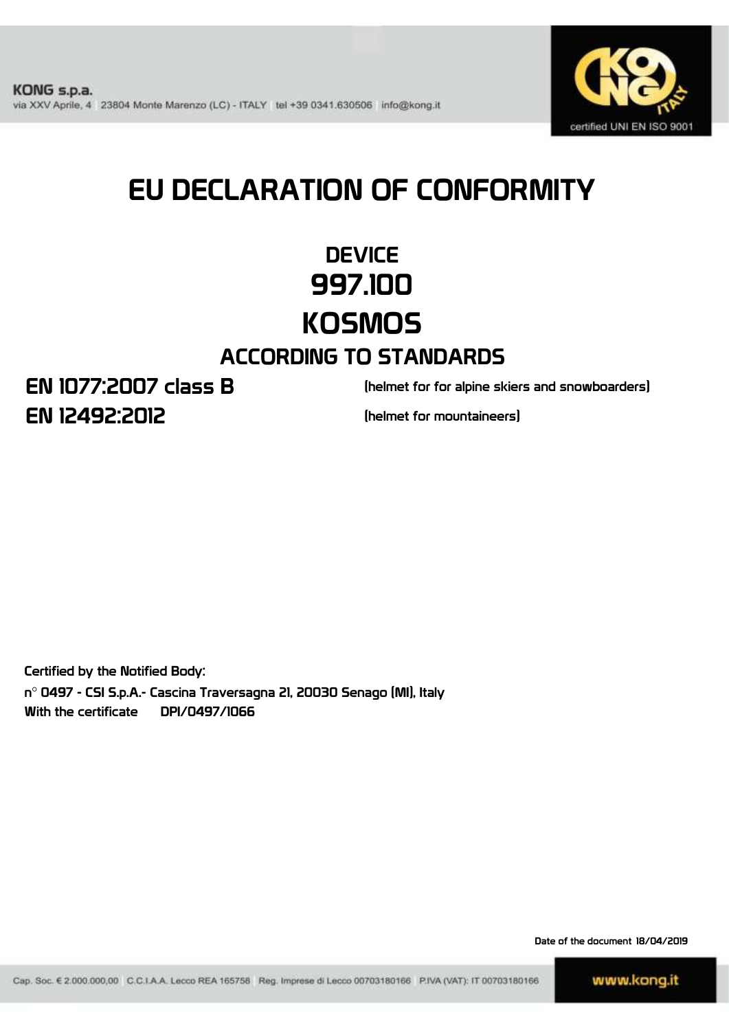KONG s.p.a.
via XXV Aprile, 4 23804 Monte Marenzo (LC) - ITALY tel +39 0341.630506 info@kong.it

certified UNI EN ISO 9001

# EU DECLARATION OF CONFORMITY

## DEVICE
## 997.100
## KOSMOS

### ACCORDING TO STANDARDS

**EN 1077:2007 class B** (helmet for for alpine skiers and snowboarders)

**EN 12492:2012** (helmet for mountaineers)

Certified by the Notified Body:
n° 0497 - CSI S.p.A.- Cascina Traversagna 21, 20030 Senago (MI), Italy
With the certificate DPI/0497/1066

Date of the document 18/04/2019

Cap. Soc. € 2.000.000,00 C.C.I.A.A. Lecco REA 165758 Reg. Imprese di Lecco 00703180166 P.IVA (VAT): IT 00703180166

www.kong.it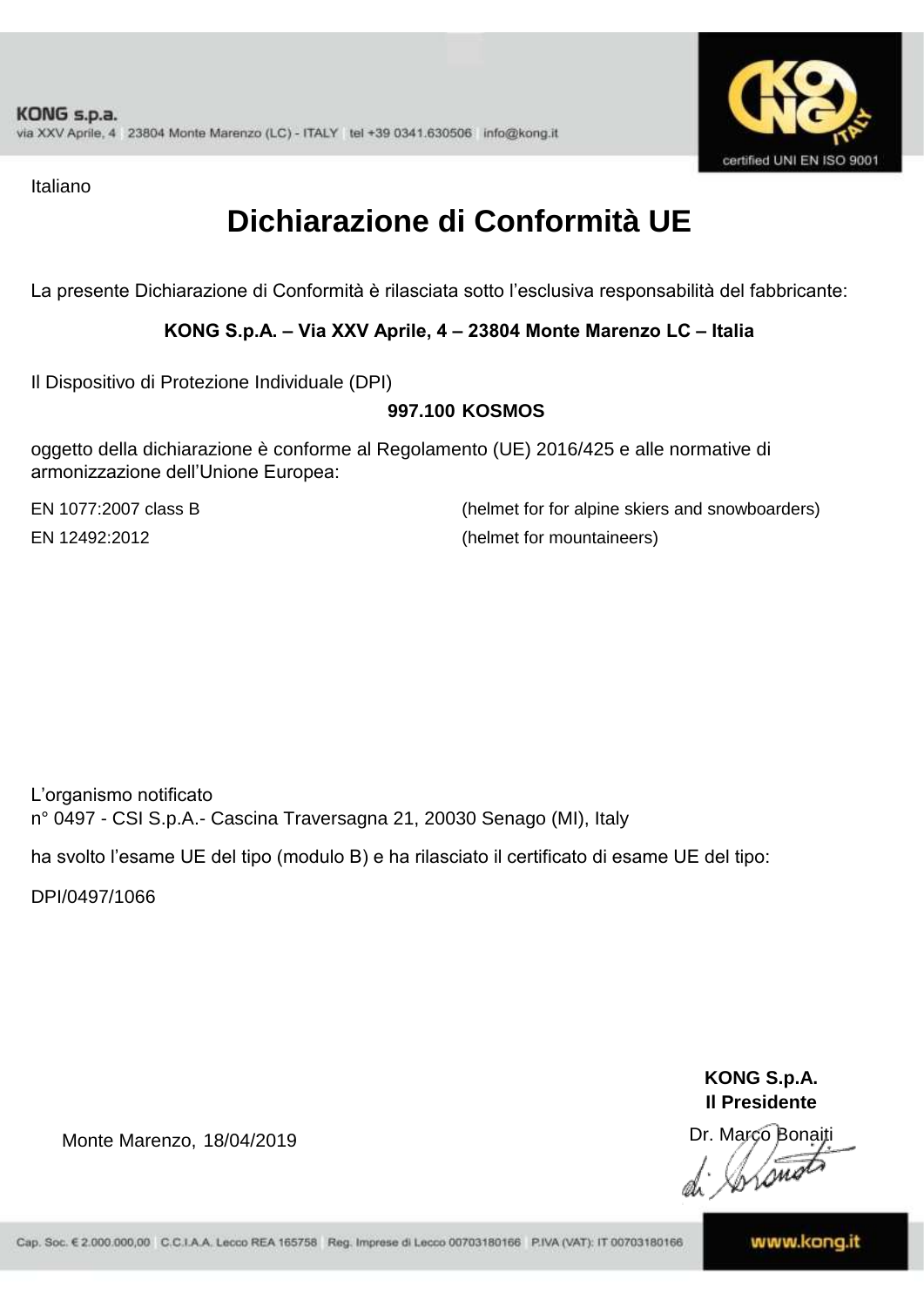KONG s.p.a.
via XXV Aprile, 4 23804 Monte Marenzo (LC) - ITALY tel +39 0341.630506 info@kong.it

certified UNI EN ISO 9001

Italiano

# Dichiarazione di Conformità UE

La presente Dichiarazione di Conformità è rilasciata sotto l'esclusiva responsabilità del fabbricante:

**KONG S.p.A. – Via XXV Aprile, 4 – 23804 Monte Marenzo LC – Italia**

Il Dispositivo di Protezione Individuale (DPI)

**997.100 KOSMOS**

oggetto della dichiarazione è conforme al Regolamento (UE) 2016/425 e alle normative di armonizzazione dell'Unione Europea:

| | |
|---|---|
| EN 1077:2007 class B | (helmet for for alpine skiers and snowboarders) |
| EN 12492:2012 | (helmet for mountaineers) |

L'organismo notificato
n° 0497 - CSI S.p.A.- Cascina Traversagna 21, 20030 Senago (MI), Italy

ha svolto l'esame UE del tipo (modulo B) e ha rilasciato il certificato di esame UE del tipo:

DPI/0497/1066

Monte Marenzo, 18/04/2019

**KONG S.p.A.**
**Il Presidente**
Dr. Marco Bonaiti

Cap. Soc. € 2.000.000,00 C.C.I.A.A. Lecco REA 165758 Reg. Imprese di Lecco 00703180166 P.IVA (VAT): IT 00703180166

www.kong.it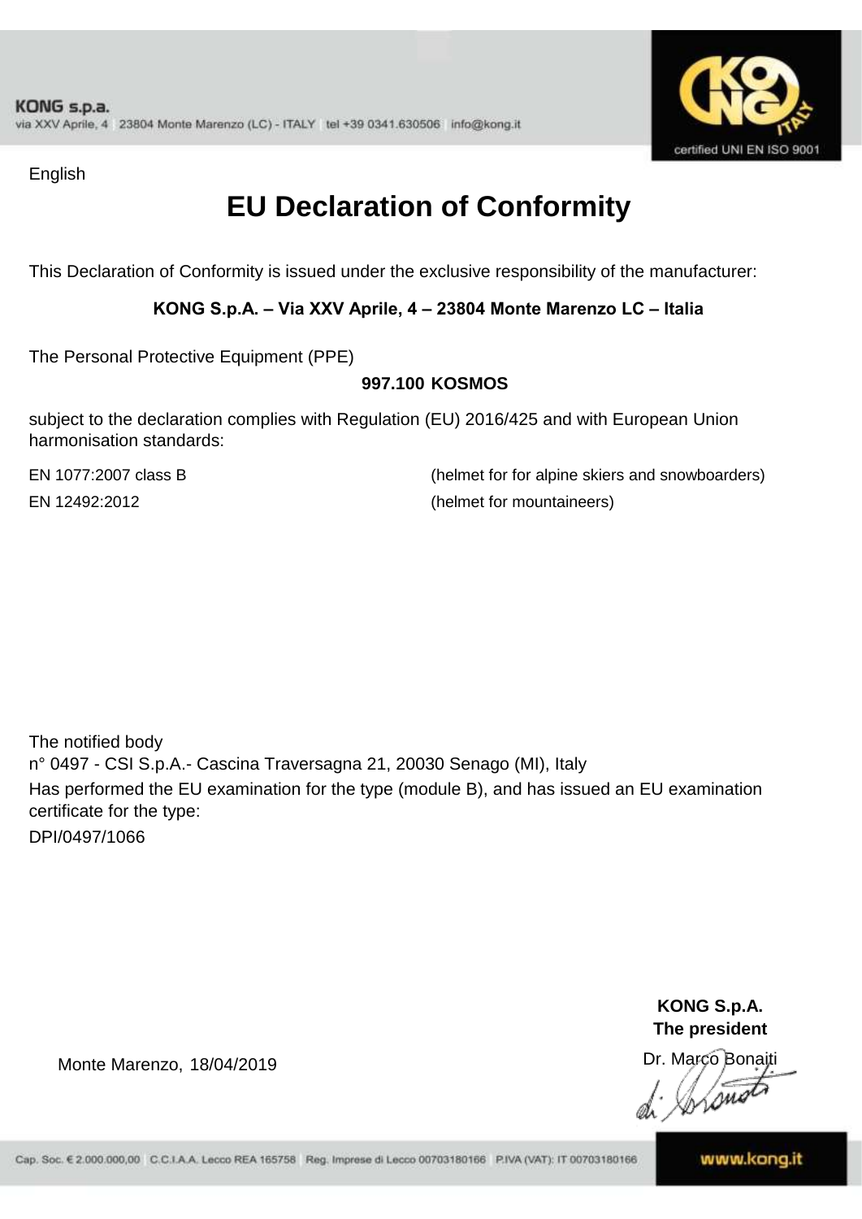English

# EU Declaration of Conformity

This Declaration of Conformity is issued under the exclusive responsibility of the manufacturer:

**KONG S.p.A. – Via XXV Aprile, 4 – 23804 Monte Marenzo LC – Italia**

The Personal Protective Equipment (PPE)

**997.100 KOSMOS**

subject to the declaration complies with Regulation (EU) 2016/425 and with European Union harmonisation standards:

| | |
|---|---|
| EN 1077:2007 class B | (helmet for for alpine skiers and snowboarders) |
| EN 12492:2012 | (helmet for mountaineers) |

The notified body
n° 0497 - CSI S.p.A.- Cascina Traversagna 21, 20030 Senago (MI), Italy
Has performed the EU examination for the type (module B), and has issued an EU examination certificate for the type:
DPI/0497/1066

Monte Marenzo, 18/04/2019

**KONG S.p.A.**
**The president**
Dr. Marco Bonaiti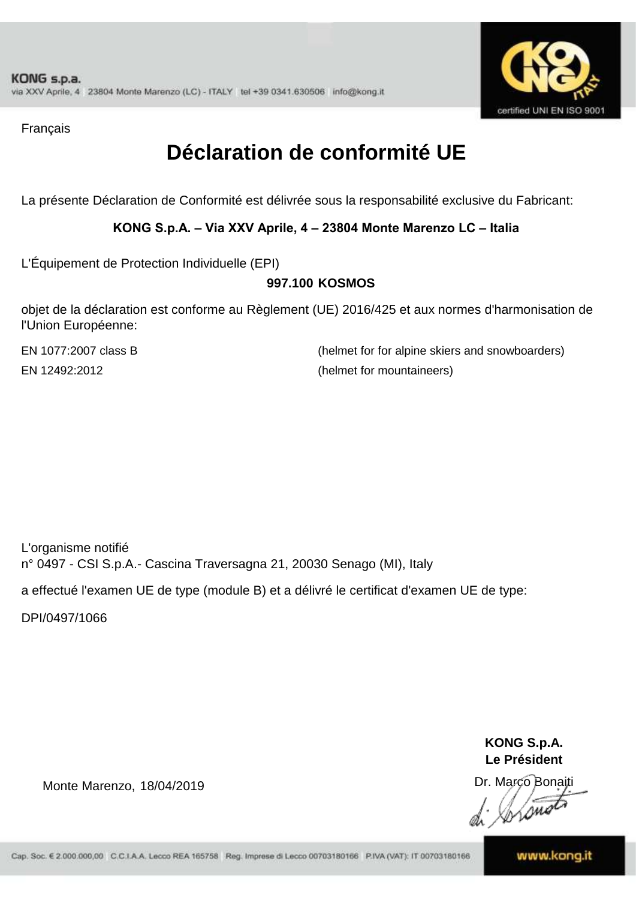Français

# Déclaration de conformité UE

La présente Déclaration de Conformité est délivrée sous la responsabilité exclusive du Fabricant:

**KONG S.p.A. – Via XXV Aprile, 4 – 23804 Monte Marenzo LC – Italia**

L'Équipement de Protection Individuelle (EPI)

**997.100 KOSMOS**

objet de la déclaration est conforme au Règlement (UE) 2016/425 et aux normes d'harmonisation de l'Union Européenne:

| | |
|---|---|
| EN 1077:2007 class B | (helmet for for alpine skiers and snowboarders) |
| EN 12492:2012 | (helmet for mountaineers) |

L'organisme notifié
n° 0497 - CSI S.p.A.- Cascina Traversagna 21, 20030 Senago (MI), Italy

a effectué l'examen UE de type (module B) et a délivré le certificat d'examen UE de type:

DPI/0497/1066

**KONG S.p.A.**
**Le Président**

Monte Marenzo, 18/04/2019

Dr. Marco Bonaiti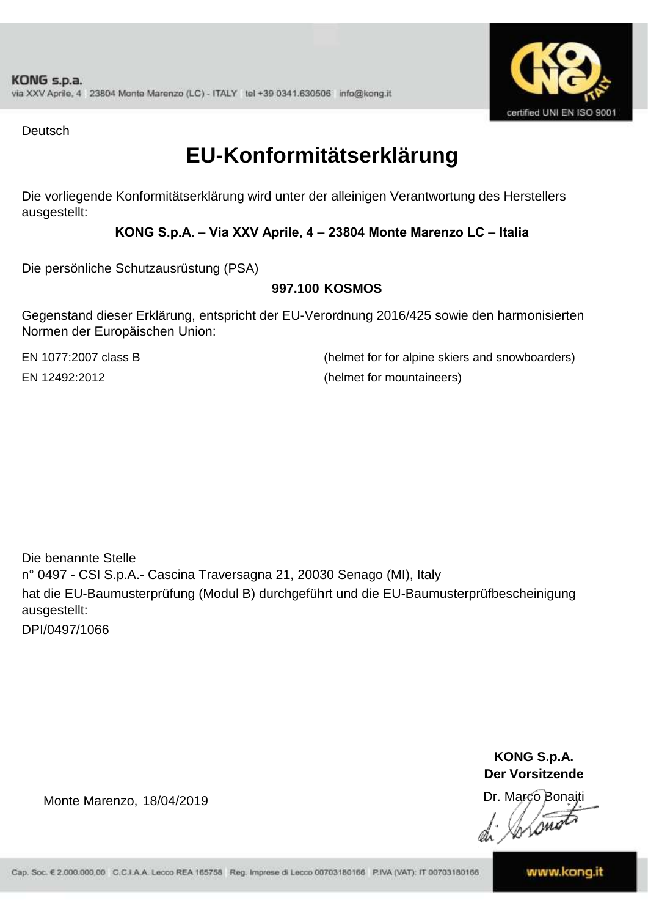Deutsch

# EU-Konformitätserklärung

Die vorliegende Konformitätserklärung wird unter der alleinigen Verantwortung des Herstellers ausgestellt:

**KONG S.p.A. – Via XXV Aprile, 4 – 23804 Monte Marenzo LC – Italia**

Die persönliche Schutzausrüstung (PSA)

**997.100 KOSMOS**

Gegenstand dieser Erklärung, entspricht der EU-Verordnung 2016/425 sowie den harmonisierten Normen der Europäischen Union:

| | |
|---|---|
| EN 1077:2007 class B | (helmet for for alpine skiers and snowboarders) |
| EN 12492:2012 | (helmet for mountaineers) |

Die benannte Stelle
n° 0497 - CSI S.p.A.- Cascina Traversagna 21, 20030 Senago (MI), Italy
hat die EU-Baumusterprüfung (Modul B) durchgeführt und die EU-Baumusterprüfbescheinigung ausgestellt:
DPI/0497/1066

Monte Marenzo, 18/04/2019

**KONG S.p.A.**
**Der Vorsitzende**
Dr. Marco Bonaiti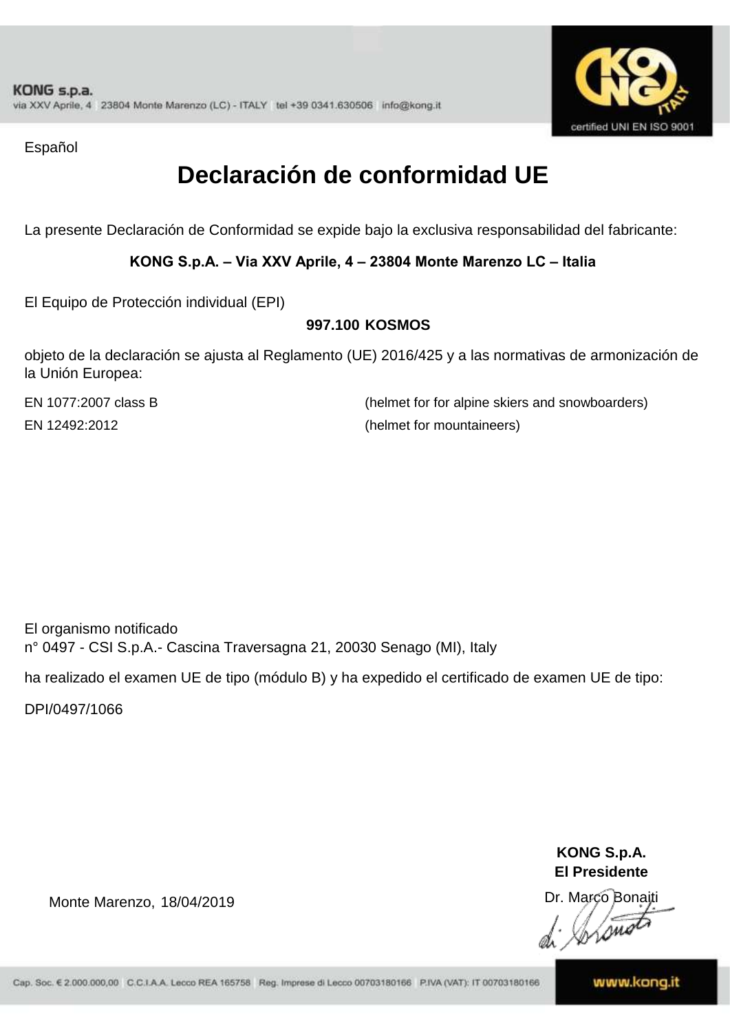Español

# Declaración de conformidad UE

La presente Declaración de Conformidad se expide bajo la exclusiva responsabilidad del fabricante:

**KONG S.p.A. – Via XXV Aprile, 4 – 23804 Monte Marenzo LC – Italia**

El Equipo de Protección individual (EPI)

**997.100 KOSMOS**

objeto de la declaración se ajusta al Reglamento (UE) 2016/425 y a las normativas de armonización de la Unión Europea:

| | |
|---|---|
| EN 1077:2007 class B | (helmet for for alpine skiers and snowboarders) |
| EN 12492:2012 | (helmet for mountaineers) |

El organismo notificado
n° 0497 - CSI S.p.A.- Cascina Traversagna 21, 20030 Senago (MI), Italy

ha realizado el examen UE de tipo (módulo B) y ha expedido el certificado de examen UE de tipo:

DPI/0497/1066

**KONG S.p.A.**
**El Presidente**

Monte Marenzo, 18/04/2019

Dr. Marco Bonaiti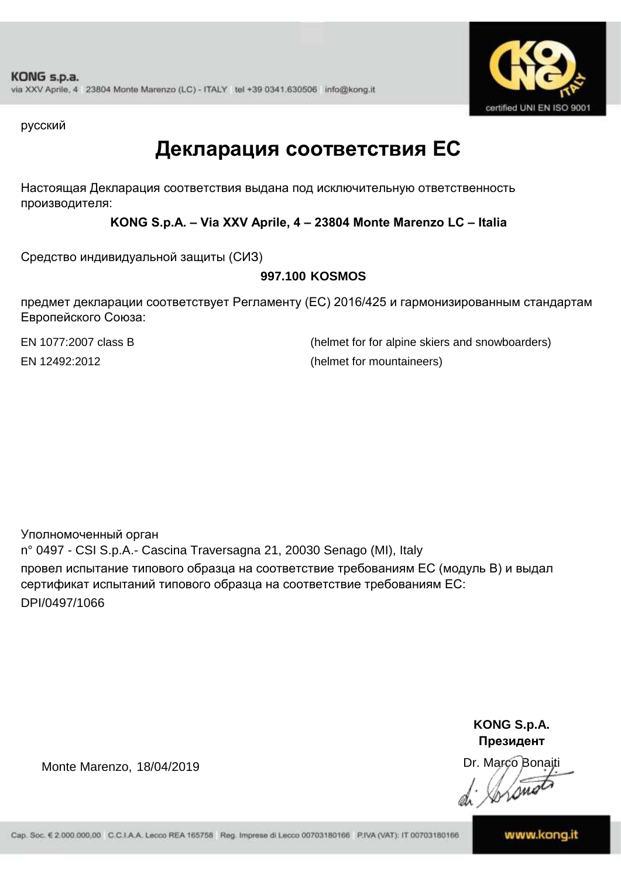русский

# Декларация соответствия ЕС

Настоящая Декларация соответствия выдана под исключительную ответственность производителя:

**KONG S.p.A. – Via XXV Aprile, 4 – 23804 Monte Marenzo LC – Italia**

Средство индивидуальной защиты (СИЗ)

**997.100 KOSMOS**

предмет декларации соответствует Регламенту (ЕС) 2016/425 и гармонизированным стандартам Европейского Союза:

| | |
|---|---|
| EN 1077:2007 class B | (helmet for for alpine skiers and snowboarders) |
| EN 12492:2012 | (helmet for mountaineers) |

Уполномоченный орган
n° 0497 - CSI S.p.A.- Cascina Traversagna 21, 20030 Senago (MI), Italy
провел испытание типового образца на соответствие требованиям ЕС (модуль В) и выдал сертификат испытаний типового образца на соответствие требованиям ЕС:
DPI/0497/1066

Monte Marenzo, 18/04/2019

**KONG S.p.A.**
**Президент**
Dr. Marco Bonaiti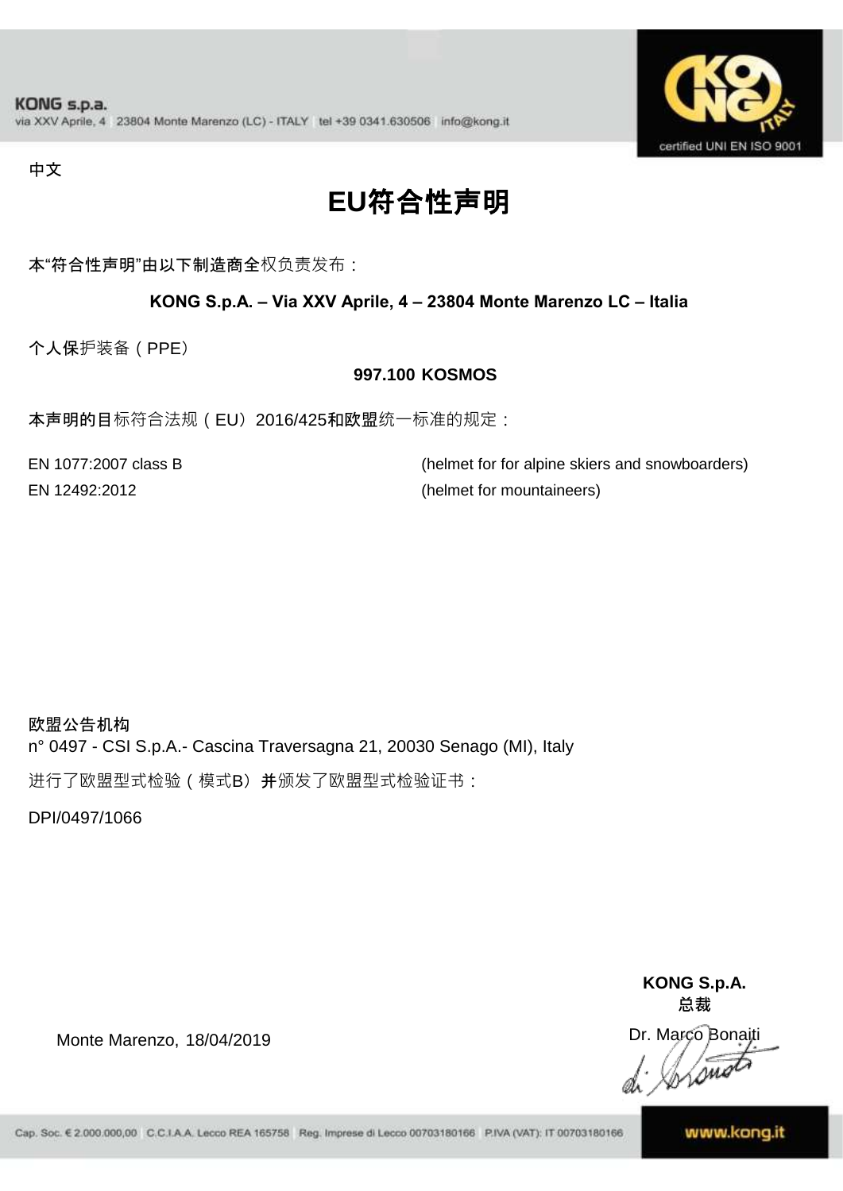KONG s.p.a.
via XXV Aprile, 4 23804 Monte Marenzo (LC) - ITALY tel +39 0341.630506 info@kong.it

certified UNI EN ISO 9001

中文

# EU符合性声明

本“符合性声明”由以下制造商全权负责发布：

**KONG S.p.A. – Via XXV Aprile, 4 – 23804 Monte Marenzo LC – Italia**

个人保护装备（PPE）

**997.100 KOSMOS**

本声明的目标符合法规（EU）2016/425和欧盟统一标准的规定：

| | |
|---|---|
| EN 1077:2007 class B | (helmet for for alpine skiers and snowboarders) |
| EN 12492:2012 | (helmet for mountaineers) |

**欧盟公告机构**
n° 0497 - CSI S.p.A.- Cascina Traversagna 21, 20030 Senago (MI), Italy

进行了欧盟型式检验（模式B）并颁发了欧盟型式检验证书：

DPI/0497/1066

Monte Marenzo, 18/04/2019

**KONG S.p.A.**
**总裁**
Dr. Marco Bonaiti

Cap. Soc. € 2.000.000,00 C.C.I.A.A. Lecco REA 165758 Reg. Imprese di Lecco 00703180166 P.IVA (VAT): IT 00703180166

www.kong.it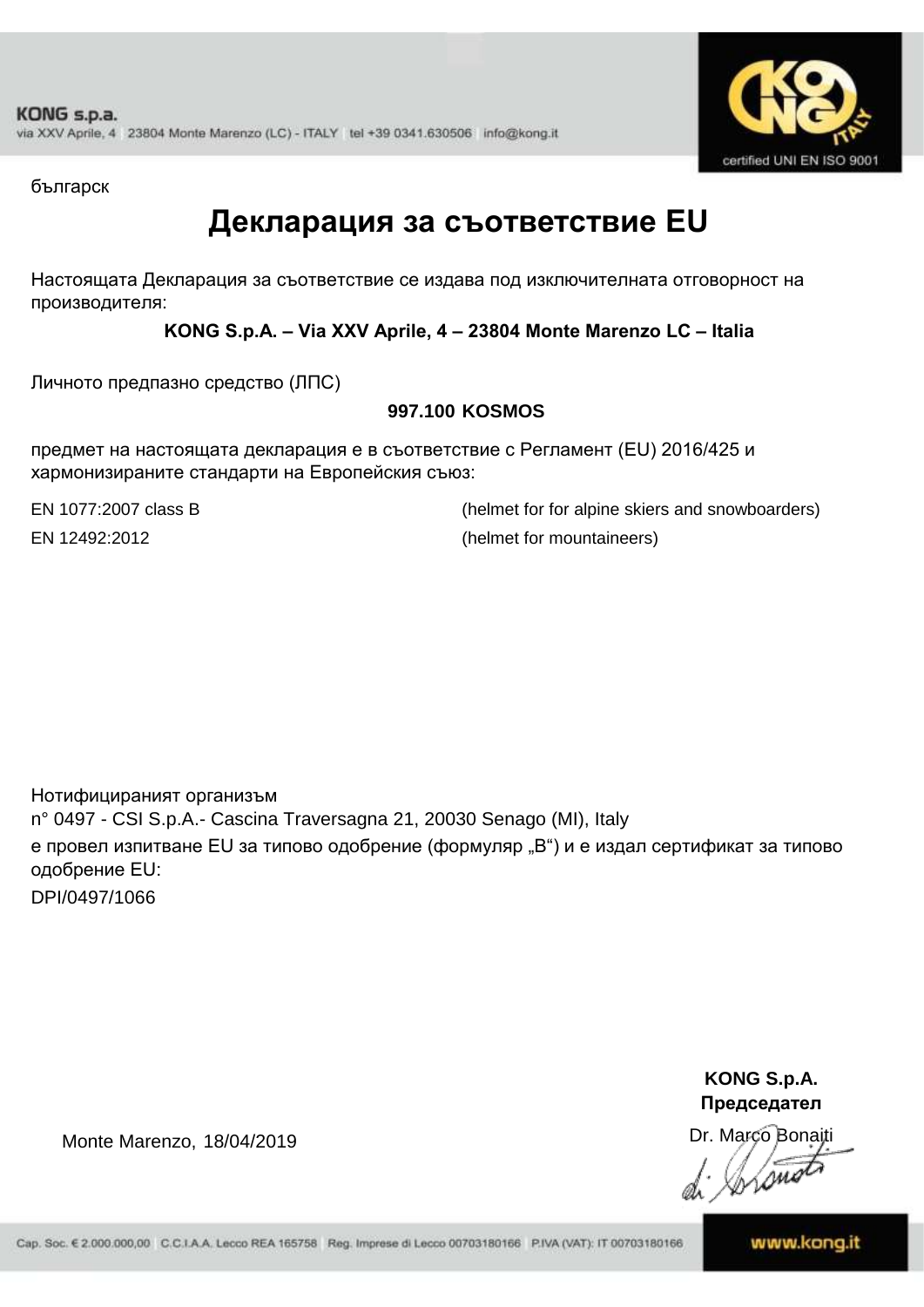българск

# Декларация за съответствие EU

Настоящата Декларация за съответствие се издава под изключителната отговорност на производителя:

**KONG S.p.A. – Via XXV Aprile, 4 – 23804 Monte Marenzo LC – Italia**

Личното предпазно средство (ЛПС)

**997.100 KOSMOS**

предмет на настоящата декларация е в съответствие с Регламент (EU) 2016/425 и хармонизираните стандарти на Европейския съюз:

EN 1077:2007 class B (helmet for for alpine skiers and snowboarders)

EN 12492:2012 (helmet for mountaineers)

Нотифицираният организъм
n° 0497 - CSI S.p.A.- Cascina Traversagna 21, 20030 Senago (MI), Italy
е провел изпитване EU за типово одобрение (формуляр „B“) и е издал сертификат за типово одобрение EU:
DPI/0497/1066

Monte Marenzo, 18/04/2019

**KONG S.p.A.**
**Председател**
Dr. Marco Bonaiti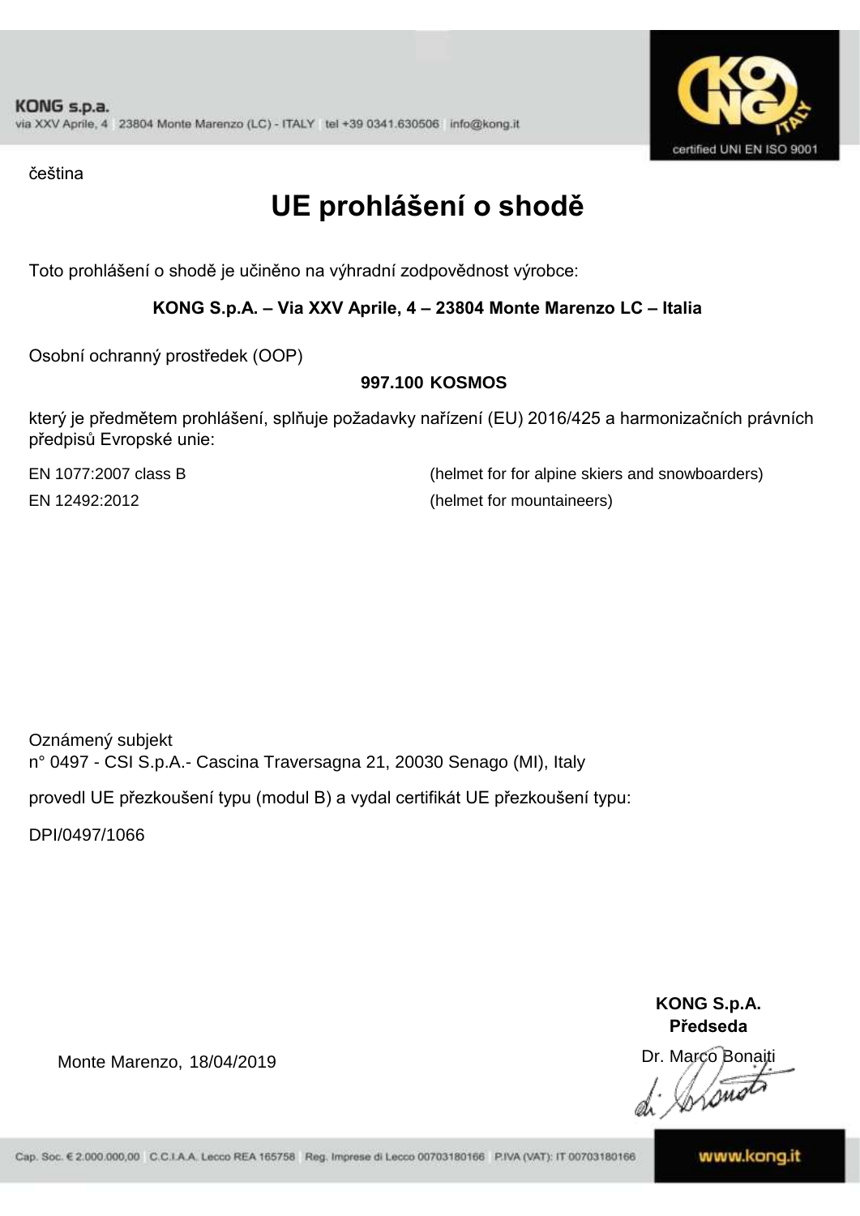čeština

# UE prohlášení o shodě

Toto prohlášení o shodě je učiněno na výhradní zodpovědnost výrobce:

**KONG S.p.A. – Via XXV Aprile, 4 – 23804 Monte Marenzo LC – Italia**

Osobní ochranný prostředek (OOP)

**997.100 KOSMOS**

který je předmětem prohlášení, splňuje požadavky nařízení (EU) 2016/425 a harmonizačních právních předpisů Evropské unie:

| | |
|---|---|
| EN 1077:2007 class B | (helmet for for alpine skiers and snowboarders) |
| EN 12492:2012 | (helmet for mountaineers) |

Oznámený subjekt
n° 0497 - CSI S.p.A.- Cascina Traversagna 21, 20030 Senago (MI), Italy

provedl UE přezkoušení typu (modul B) a vydal certifikát UE přezkoušení typu:

DPI/0497/1066

Monte Marenzo, 18/04/2019

**KONG S.p.A.**
**Předseda**
Dr. Marco Bonaiti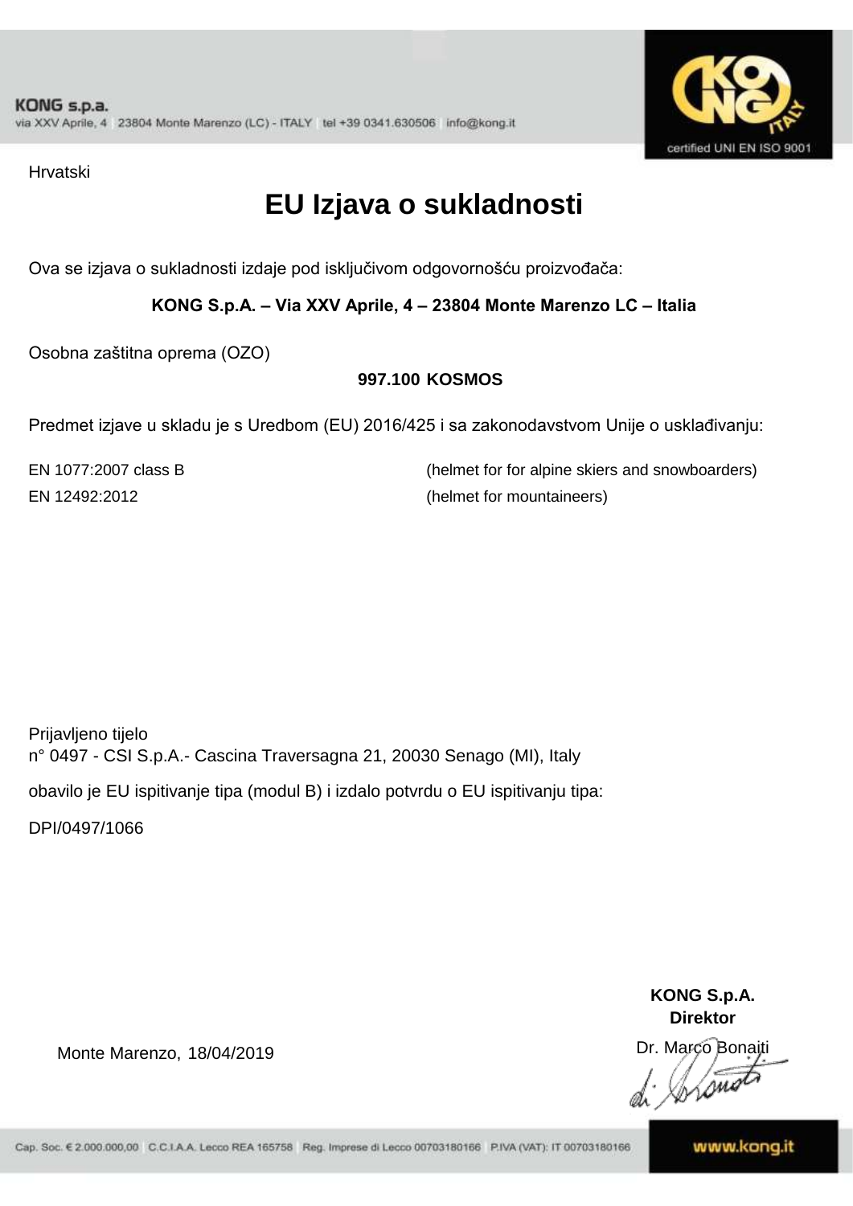Hrvatski

# EU Izjava o sukladnosti

Ova se izjava o sukladnosti izdaje pod isključivom odgovornošću proizvođača:

**KONG S.p.A. – Via XXV Aprile, 4 – 23804 Monte Marenzo LC – Italia**

Osobna zaštitna oprema (OZO)

**997.100 KOSMOS**

Predmet izjave u skladu je s Uredbom (EU) 2016/425 i sa zakonodavstvom Unije o usklađivanju:

| | |
|---|---|
| EN 1077:2007 class B | (helmet for for alpine skiers and snowboarders) |
| EN 12492:2012 | (helmet for mountaineers) |

Prijavljeno tijelo
n° 0497 - CSI S.p.A.- Cascina Traversagna 21, 20030 Senago (MI), Italy

obavilo je EU ispitivanje tipa (modul B) i izdalo potvrdu o EU ispitivanju tipa:

DPI/0497/1066

**KONG S.p.A.**
**Direktor**

Monte Marenzo, 18/04/2019

Dr. Marco Bonaiti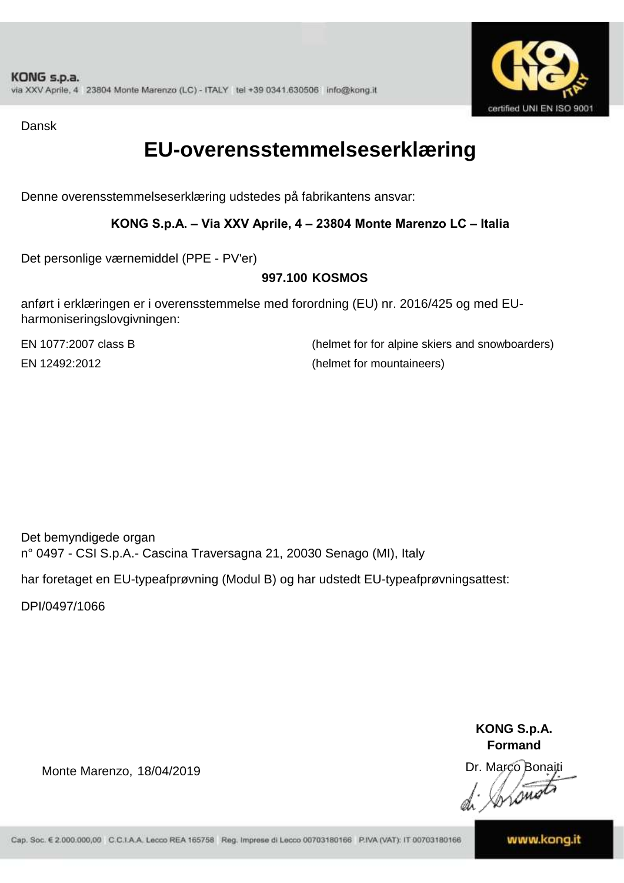Dansk

# EU-overensstemmelseserklæring

Denne overensstemmelseserklæring udstedes på fabrikantens ansvar:

**KONG S.p.A. – Via XXV Aprile, 4 – 23804 Monte Marenzo LC – Italia**

Det personlige værnemiddel (PPE - PV'er)

**997.100 KOSMOS**

anført i erklæringen er i overensstemmelse med forordning (EU) nr. 2016/425 og med EU-harmoniseringslovgivningen:

| | |
|---|---|
| EN 1077:2007 class B | (helmet for for alpine skiers and snowboarders) |
| EN 12492:2012 | (helmet for mountaineers) |

Det bemyndigede organ
n° 0497 - CSI S.p.A.- Cascina Traversagna 21, 20030 Senago (MI), Italy

har foretaget en EU-typeafprøvning (Modul B) og har udstedt EU-typeafprøvningsattest:

DPI/0497/1066

Monte Marenzo, 18/04/2019

**KONG S.p.A.**
**Formand**
Dr. Marco Bonaiti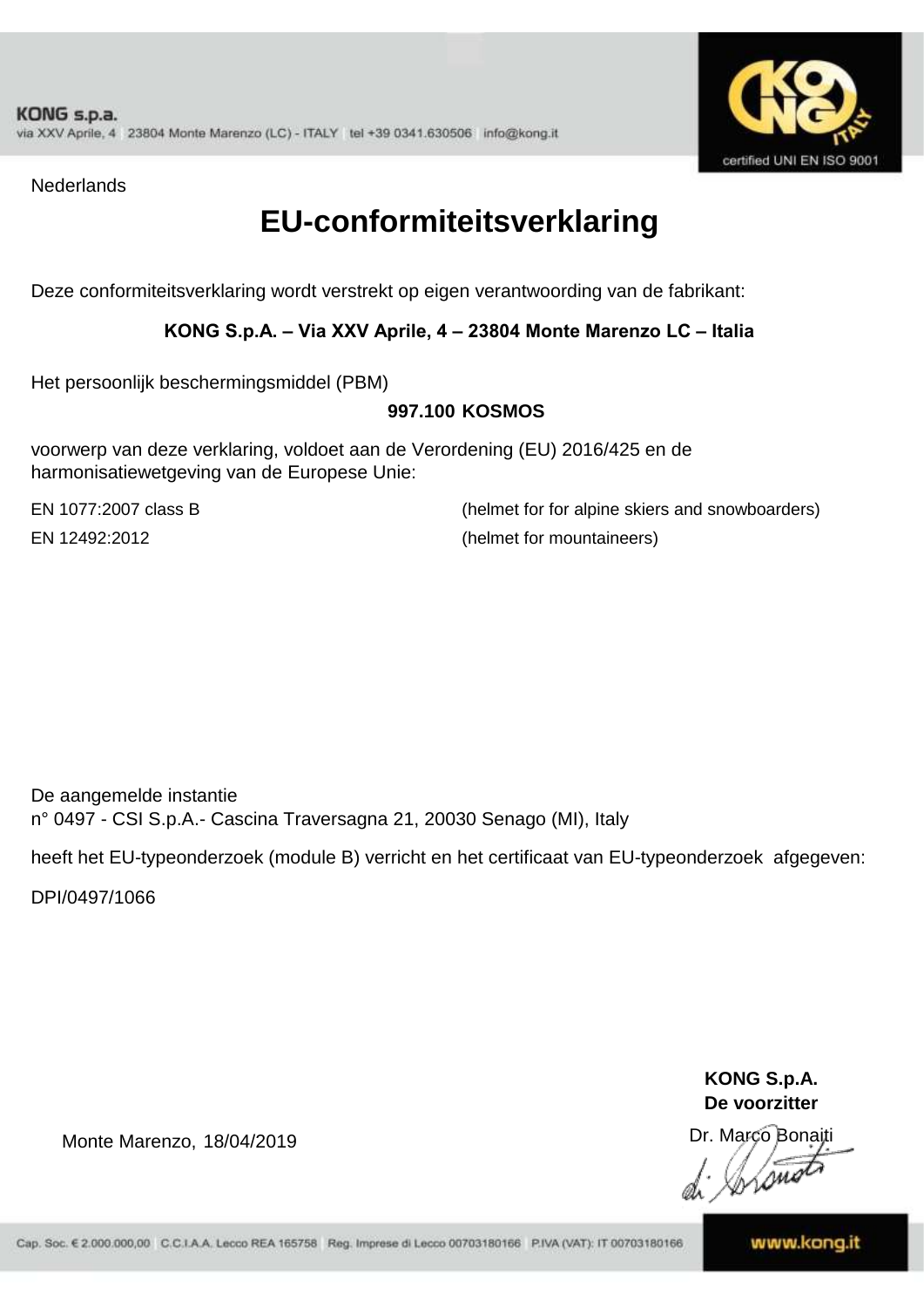KONG s.p.a.
via XXV Aprile, 4 23804 Monte Marenzo (LC) - ITALY tel +39 0341.630506 info@kong.it

certified UNI EN ISO 9001

Nederlands

# EU-conformiteitsverklaring

Deze conformiteitsverklaring wordt verstrekt op eigen verantwoording van de fabrikant:

**KONG S.p.A. – Via XXV Aprile, 4 – 23804 Monte Marenzo LC – Italia**

Het persoonlijk beschermingsmiddel (PBM)

**997.100 KOSMOS**

voorwerp van deze verklaring, voldoet aan de Verordening (EU) 2016/425 en de harmonisatiewetgeving van de Europese Unie:

| | |
|---|---|
| EN 1077:2007 class B | (helmet for for alpine skiers and snowboarders) |
| EN 12492:2012 | (helmet for mountaineers) |

De aangemelde instantie
n° 0497 - CSI S.p.A.- Cascina Traversagna 21, 20030 Senago (MI), Italy

heeft het EU-typeonderzoek (module B) verricht en het certificaat van EU-typeonderzoek afgegeven:

DPI/0497/1066

**KONG S.p.A.**
**De voorzitter**

Monte Marenzo, 18/04/2019

Dr. Marco Bonaiti

Cap. Soc. € 2.000.000,00 C.C.I.A.A. Lecco REA 165758 Reg. Imprese di Lecco 00703180166 P.IVA (VAT): IT 00703180166

www.kong.it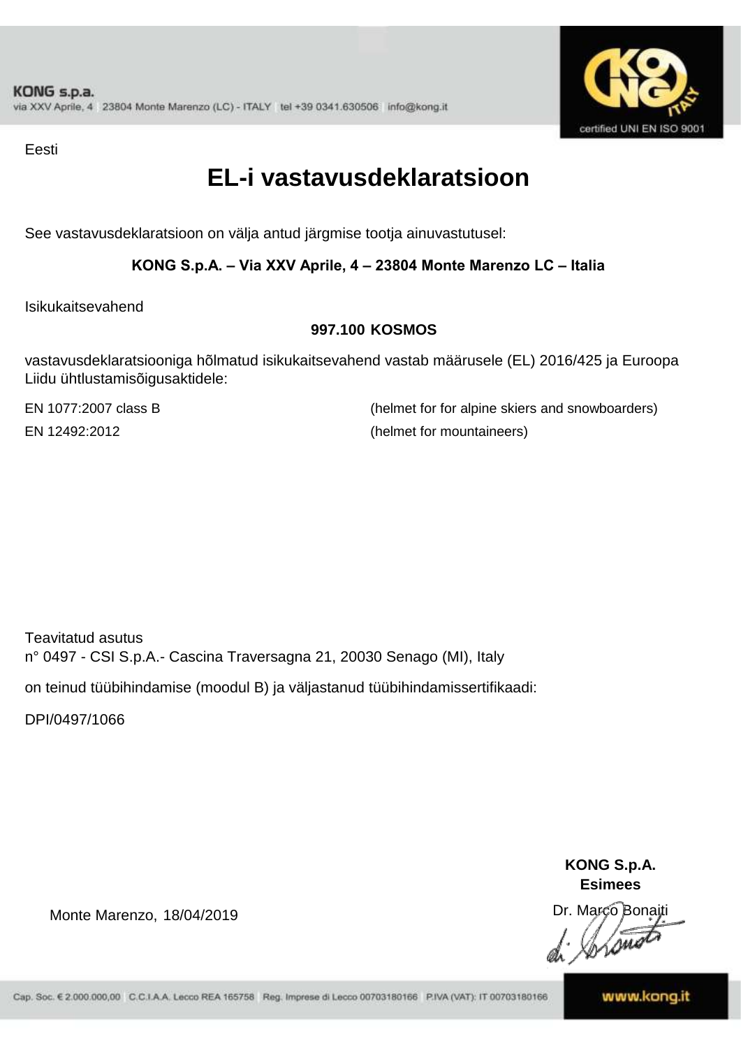Eesti

# EL-i vastavusdeklaratsioon

See vastavusdeklaratsioon on välja antud järgmise tootja ainuvastutusel:

**KONG S.p.A. – Via XXV Aprile, 4 – 23804 Monte Marenzo LC – Italia**

Isikukaitsevahend

**997.100 KOSMOS**

vastavusdeklaratsiooniga hõlmatud isikukaitsevahend vastab määrusele (EL) 2016/425 ja Euroopa Liidu ühtlustamisõigusaktidele:

| | |
|---|---|
| EN 1077:2007 class B | (helmet for for alpine skiers and snowboarders) |
| EN 12492:2012 | (helmet for mountaineers) |

Teavitatud asutus
n° 0497 - CSI S.p.A.- Cascina Traversagna 21, 20030 Senago (MI), Italy

on teinud tüübihindamise (moodul B) ja väljastanud tüübihindamissertifikaadi:

DPI/0497/1066

Monte Marenzo, 18/04/2019

**KONG S.p.A.**
**Esimees**
Dr. Marco Bonaiti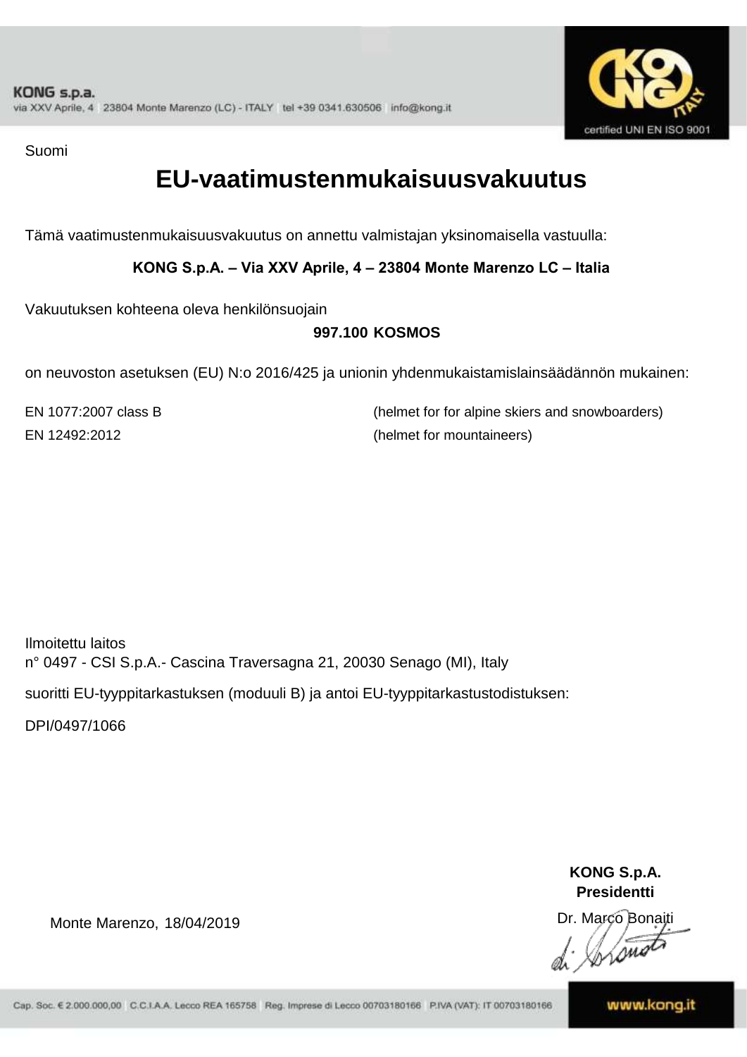Suomi

# EU-vaatimustenmukaisuusvakuutus

Tämä vaatimustenmukaisuusvakuutus on annettu valmistajan yksinomaisella vastuulla:

**KONG S.p.A. – Via XXV Aprile, 4 – 23804 Monte Marenzo LC – Italia**

Vakuutuksen kohteena oleva henkilönsuojain

**997.100 KOSMOS**

on neuvoston asetuksen (EU) N:o 2016/425 ja unionin yhdenmukaistamislainsäädännön mukainen:

| | |
|---|---|
| EN 1077:2007 class B | (helmet for for alpine skiers and snowboarders) |
| EN 12492:2012 | (helmet for mountaineers) |

Ilmoitettu laitos
n° 0497 - CSI S.p.A.- Cascina Traversagna 21, 20030 Senago (MI), Italy

suoritti EU-tyyppitarkastuksen (moduuli B) ja antoi EU-tyyppitarkastustodistuksen:

DPI/0497/1066

**KONG S.p.A.**
**Presidentti**

Monte Marenzo, 18/04/2019

Dr. Marco Bonaiti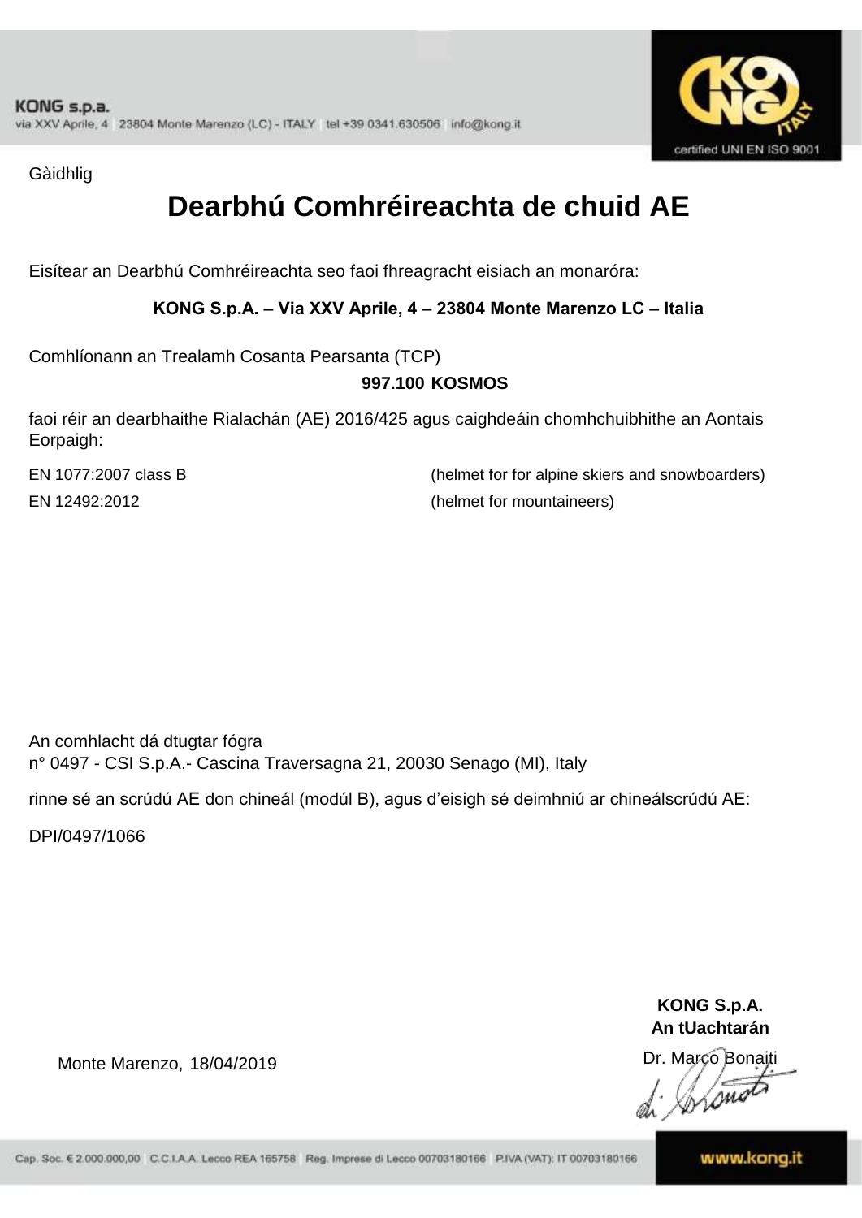Gàidhlig

# Dearbhú Comhréireachta de chuid AE

Eisítear an Dearbhú Comhréireachta seo faoi fhreagracht eisiach an monaróra:

**KONG S.p.A. – Via XXV Aprile, 4 – 23804 Monte Marenzo LC – Italia**

Comhlíonann an Trealamh Cosanta Pearsanta (TCP)

**997.100 KOSMOS**

faoi réir an dearbhaithe Rialachán (AE) 2016/425 agus caighdeáin chomhchuibhithe an Aontais Eorpaigh:

EN 1077:2007 class B (helmet for for alpine skiers and snowboarders)

EN 12492:2012 (helmet for mountaineers)

An comhlacht dá dtugtar fógra
n° 0497 - CSI S.p.A.- Cascina Traversagna 21, 20030 Senago (MI), Italy

rinne sé an scrúdú AE don chineál (modúl B), agus d'eisigh sé deimhniú ar chineálscrúdú AE:

DPI/0497/1066

Monte Marenzo, 18/04/2019

**KONG S.p.A.**
**An tUachtarán**
Dr. Marco Bonaiti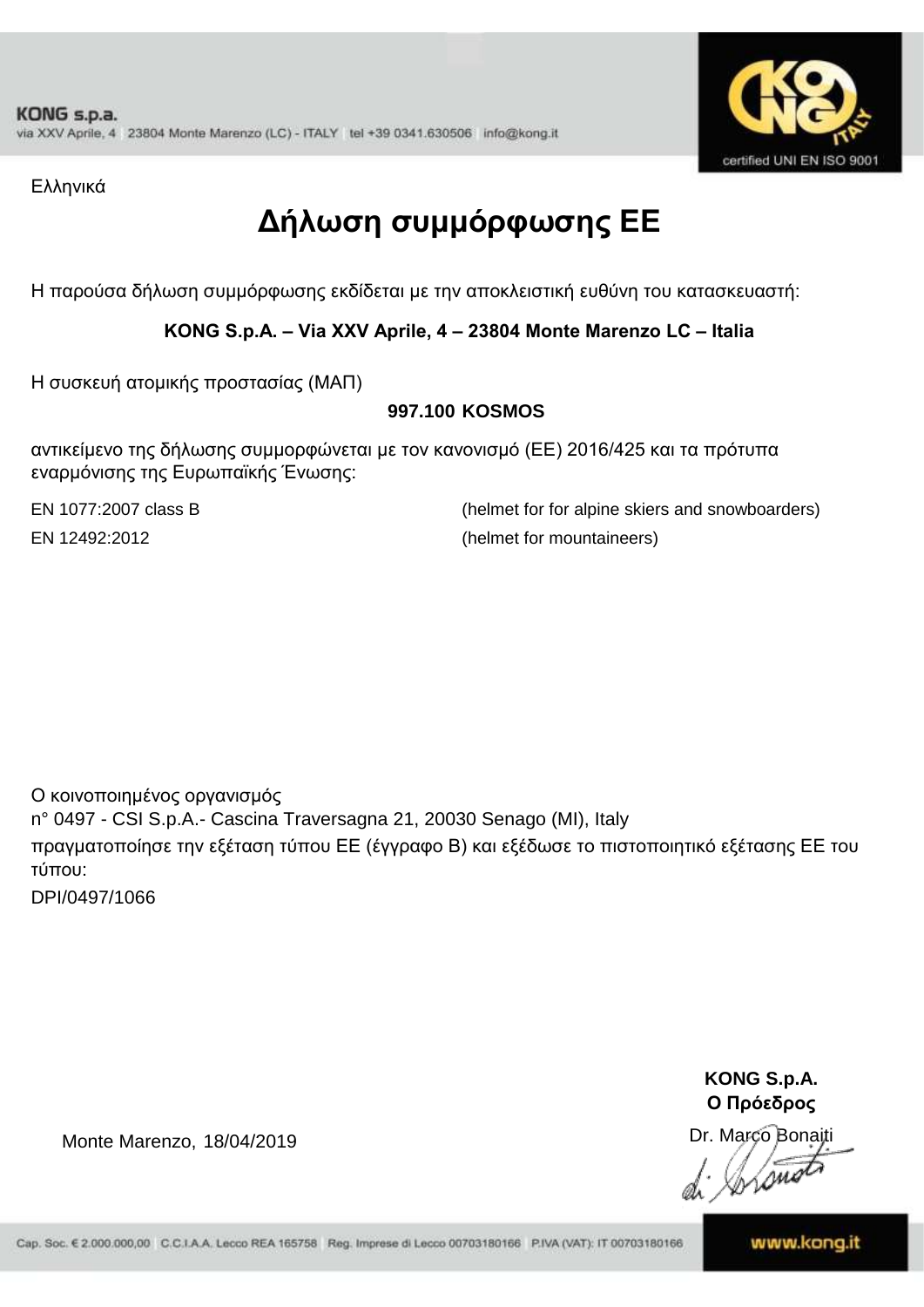Ελληνικά

# Δήλωση συμμόρφωσης ΕΕ

Η παρούσα δήλωση συμμόρφωσης εκδίδεται με την αποκλειστική ευθύνη του κατασκευαστή:

**KONG S.p.A. – Via XXV Aprile, 4 – 23804 Monte Marenzo LC – Italia**

Η συσκευή ατομικής προστασίας (ΜΑΠ)

**997.100 KOSMOS**

αντικείμενο της δήλωσης συμμορφώνεται με τον κανονισμό (ΕΕ) 2016/425 και τα πρότυπα εναρμόνισης της Ευρωπαϊκής Ένωσης:

| | |
|---|---|
| EN 1077:2007 class B | (helmet for for alpine skiers and snowboarders) |
| EN 12492:2012 | (helmet for mountaineers) |

Ο κοινοποιημένος οργανισμός
n° 0497 - CSI S.p.A.- Cascina Traversagna 21, 20030 Senago (MI), Italy
πραγματοποίησε την εξέταση τύπου ΕΕ (έγγραφο B) και εξέδωσε το πιστοποιητικό εξέτασης ΕΕ του τύπου:
DPI/0497/1066

Monte Marenzo, 18/04/2019

**KONG S.p.A.**
**Ο Πρόεδρος**
Dr. Marco Bonaiti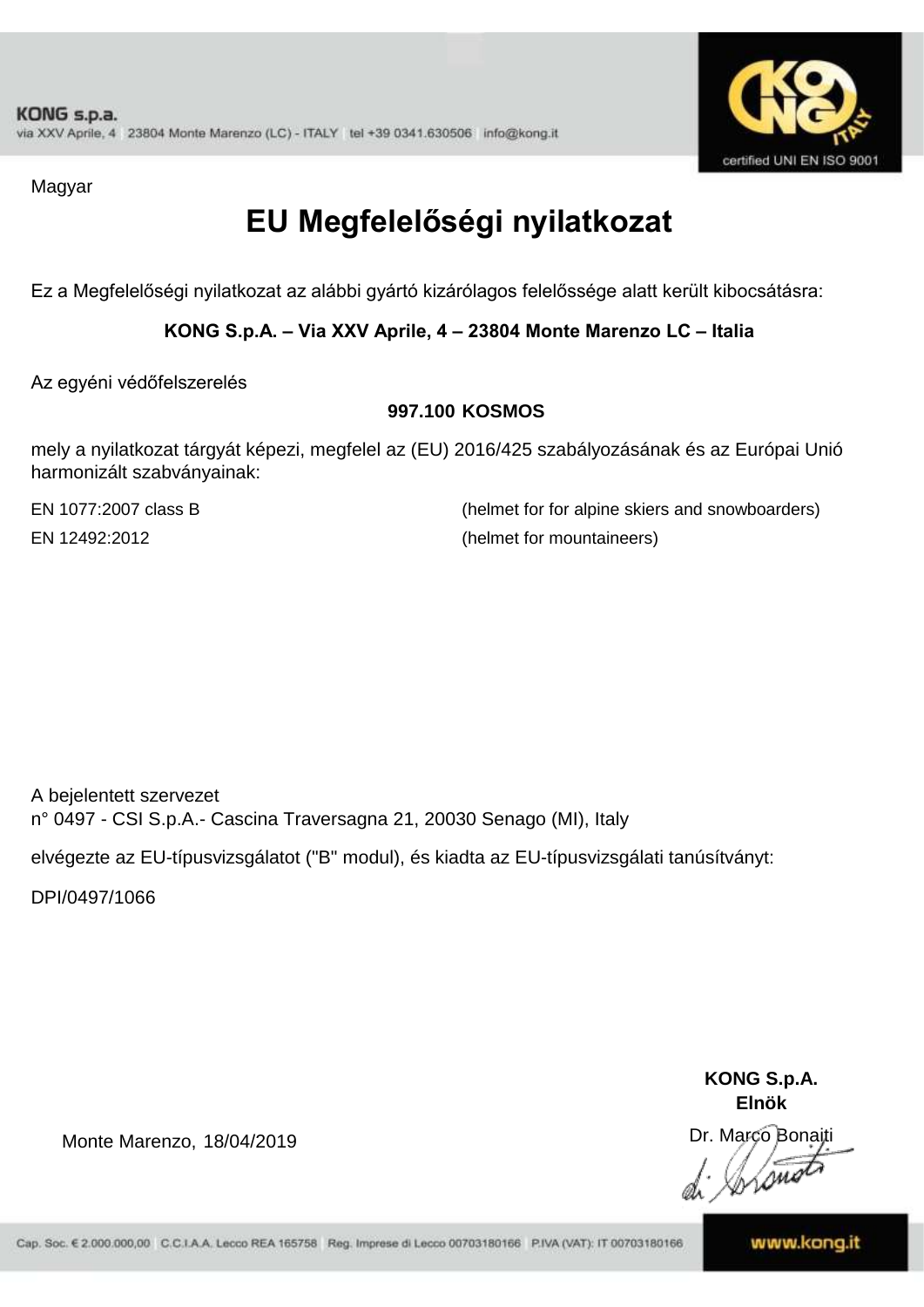KONG s.p.a.
via XXV Aprile, 4 23804 Monte Marenzo (LC) - ITALY tel +39 0341.630506 info@kong.it

certified UNI EN ISO 9001

Magyar

# EU Megfelelőségi nyilatkozat

Ez a Megfelelőségi nyilatkozat az alábbi gyártó kizárólagos felelőssége alatt került kibocsátásra:

**KONG S.p.A. – Via XXV Aprile, 4 – 23804 Monte Marenzo LC – Italia**

Az egyéni védőfelszerelés

**997.100 KOSMOS**

mely a nyilatkozat tárgyát képezi, megfelel az (EU) 2016/425 szabályozásának és az Európai Unió harmonizált szabványainak:

EN 1077:2007 class B (helmet for for alpine skiers and snowboarders)

EN 12492:2012 (helmet for mountaineers)

A bejelentett szervezet
n° 0497 - CSI S.p.A.- Cascina Traversagna 21, 20030 Senago (MI), Italy

elvégezte az EU-típusvizsgálatot ("B" modul), és kiadta az EU-típusvizsgálati tanúsítványt:

DPI/0497/1066

Monte Marenzo, 18/04/2019

**KONG S.p.A.**
**Elnök**
Dr. Marco Bonaiti

Cap. Soc. € 2.000.000,00 C.C.I.A.A. Lecco REA 165758 Reg. Imprese di Lecco 00703180166 P.IVA (VAT): IT 00703180166

www.kong.it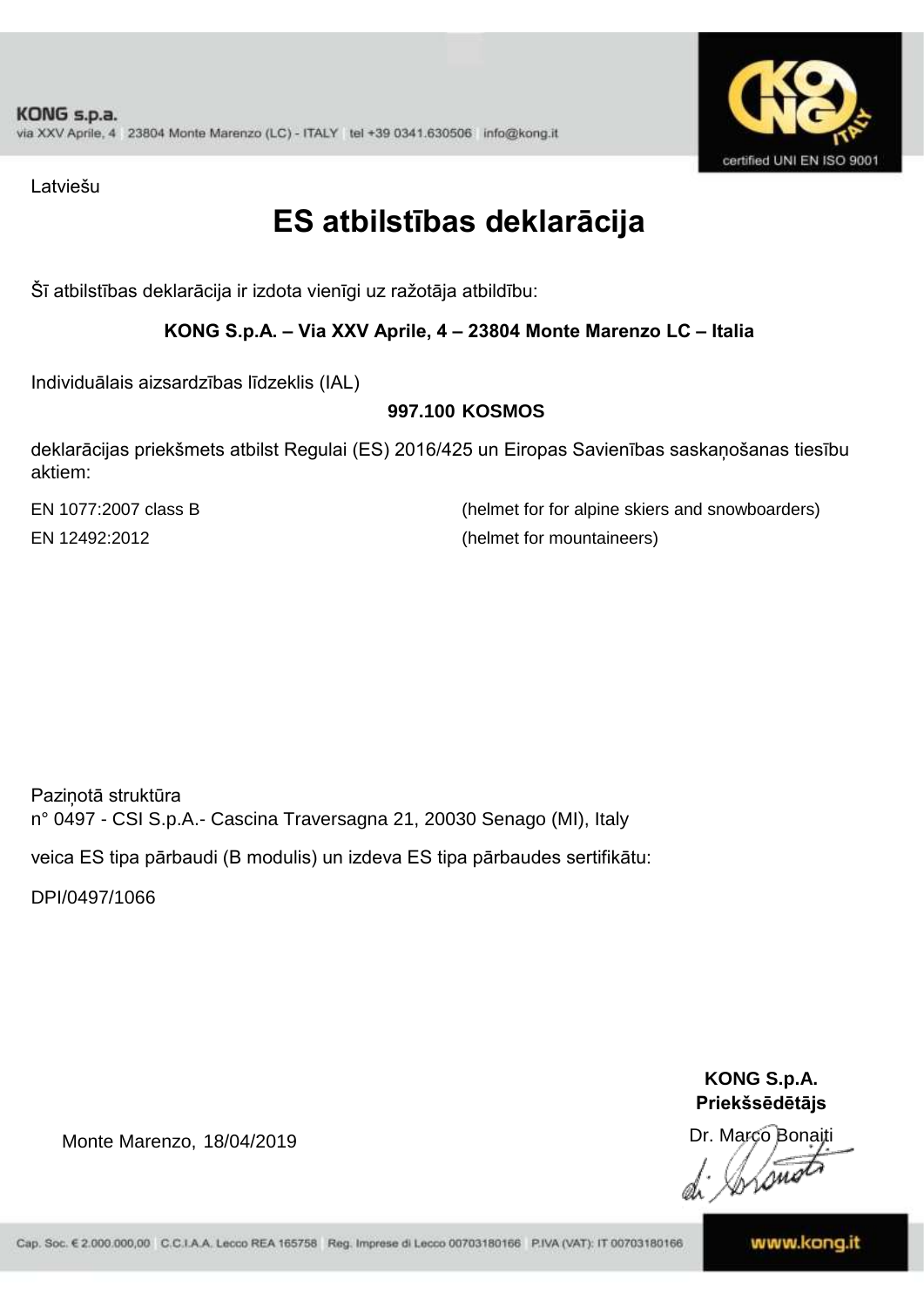Latviešu

# ES atbilstības deklarācija

Šī atbilstības deklarācija ir izdota vienīgi uz ražotāja atbildību:

**KONG S.p.A. – Via XXV Aprile, 4 – 23804 Monte Marenzo LC – Italia**

Individuālais aizsardzības līdzeklis (IAL)

**997.100 KOSMOS**

deklarācijas priekšmets atbilst Regulai (ES) 2016/425 un Eiropas Savienības saskaņošanas tiesību aktiem:

| | |
|---|---|
| EN 1077:2007 class B | (helmet for for alpine skiers and snowboarders) |
| EN 12492:2012 | (helmet for mountaineers) |

Paziņotā struktūra
n° 0497 - CSI S.p.A.- Cascina Traversagna 21, 20030 Senago (MI), Italy

veica ES tipa pārbaudi (B modulis) un izdeva ES tipa pārbaudes sertifikātu:

DPI/0497/1066

Monte Marenzo, 18/04/2019

**KONG S.p.A.**
**Priekšsēdētājs**
Dr. Marco Bonaiti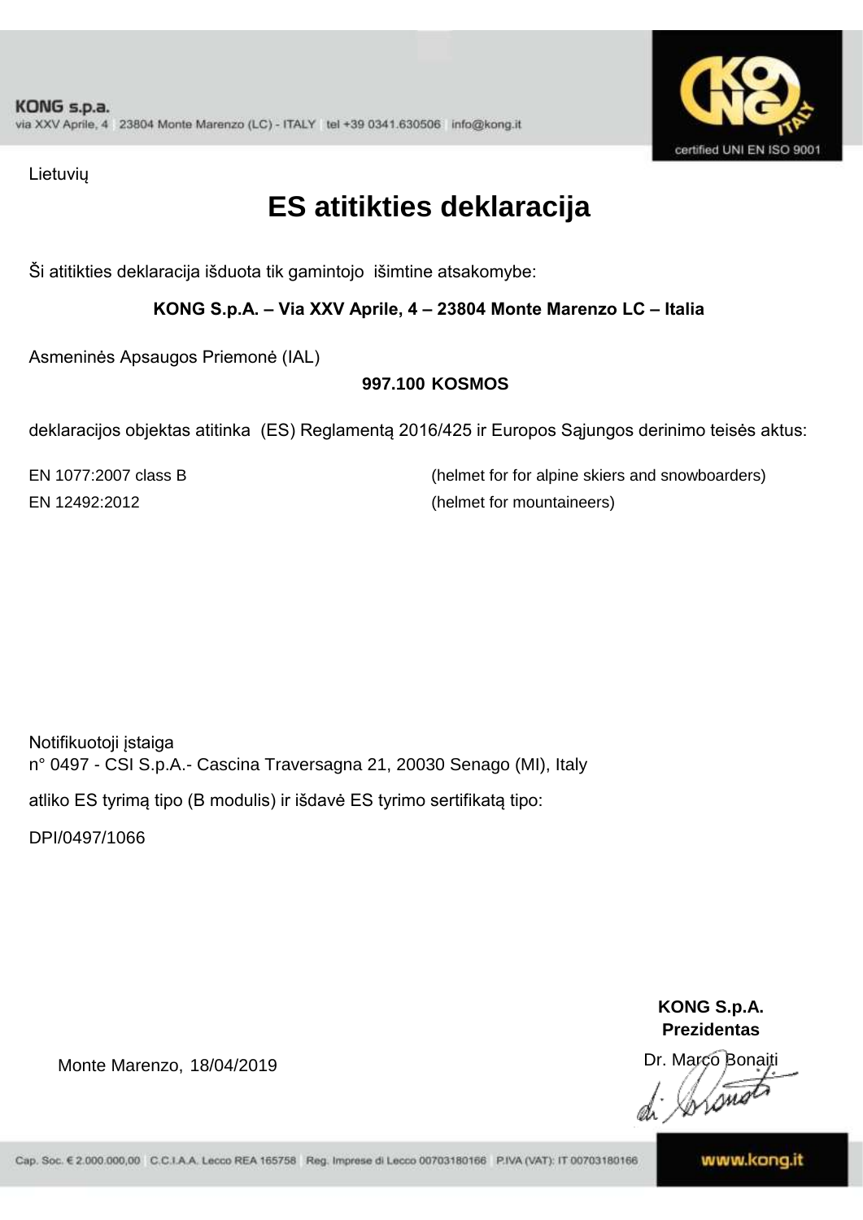Lietuvių

# ES atitikties deklaracija

Ši atitikties deklaracija išduota tik gamintojo išimtine atsakomybe:

**KONG S.p.A. – Via XXV Aprile, 4 – 23804 Monte Marenzo LC – Italia**

Asmeninės Apsaugos Priemonė (IAL)

**997.100 KOSMOS**

deklaracijos objektas atitinka (ES) Reglamentą 2016/425 ir Europos Sąjungos derinimo teisės aktus:

| | |
|---|---|
| EN 1077:2007 class B | (helmet for for alpine skiers and snowboarders) |
| EN 12492:2012 | (helmet for mountaineers) |

Notifikuotoji įstaiga
n° 0497 - CSI S.p.A.- Cascina Traversagna 21, 20030 Senago (MI), Italy

atliko ES tyrimą tipo (B modulis) ir išdavė ES tyrimo sertifikatą tipo:

DPI/0497/1066

Monte Marenzo, 18/04/2019

**KONG S.p.A.**
**Prezidentas**
Dr. Marco Bonaiti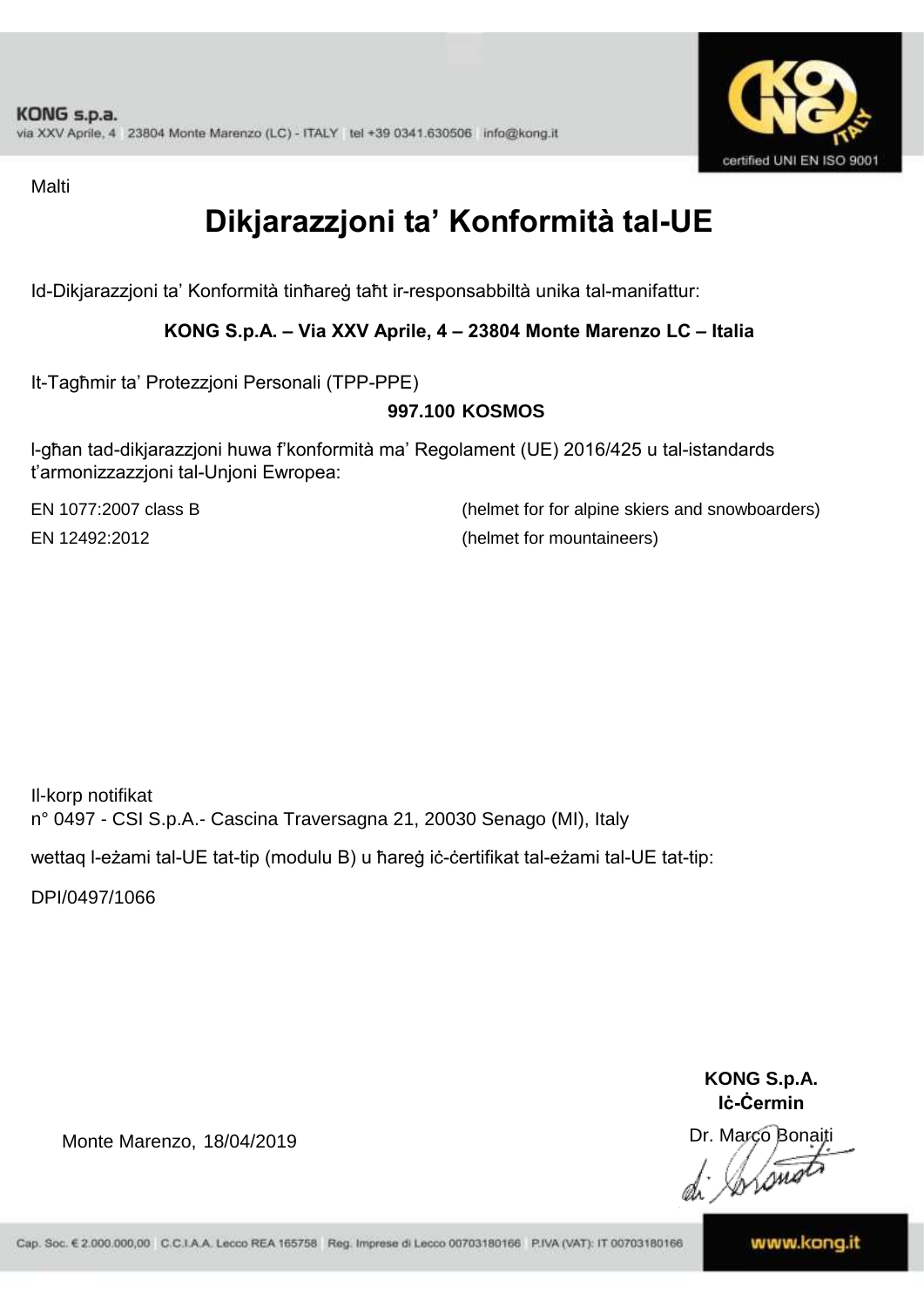Malti

# Dikjarazzjoni ta' Konformità tal-UE

Id-Dikjarazzjoni ta' Konformità tinħareġ taħt ir-responsabbiltà unika tal-manifattur:

**KONG S.p.A. – Via XXV Aprile, 4 – 23804 Monte Marenzo LC – Italia**

It-Tagħmir ta' Protezzjoni Personali (TPP-PPE)

**997.100 KOSMOS**

l-għan tad-dikjarazzjoni huwa f'konformità ma' Regolament (UE) 2016/425 u tal-istandards t'armonizzazzjoni tal-Unjoni Ewropea:

| | |
|---|---|
| EN 1077:2007 class B | (helmet for for alpine skiers and snowboarders) |
| EN 12492:2012 | (helmet for mountaineers) |

Il-korp notifikat
n° 0497 - CSI S.p.A.- Cascina Traversagna 21, 20030 Senago (MI), Italy

wettaq l-eżami tal-UE tat-tip (modulu B) u ħareġ iċ-ċertifikat tal-eżami tal-UE tat-tip:

DPI/0497/1066

**KONG S.p.A.**
**Iċ-Ċermin**

Monte Marenzo, 18/04/2019

Dr. Marco Bonaiti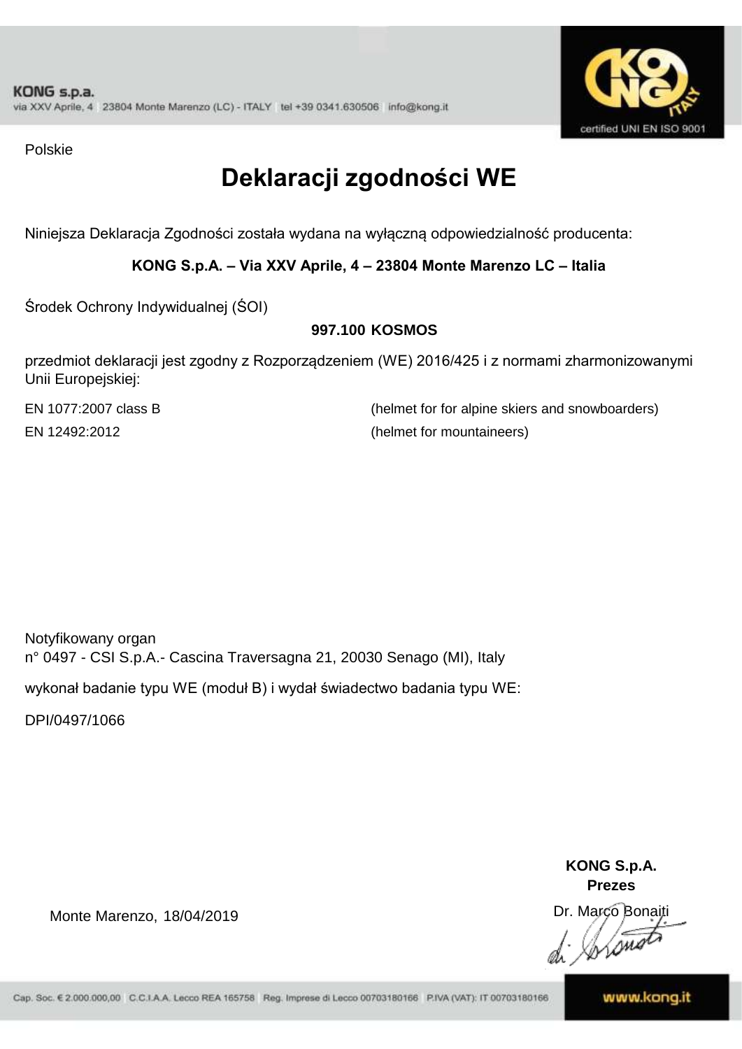KONG s.p.a.
via XXV Aprile, 4 23804 Monte Marenzo (LC) - ITALY tel +39 0341.630506 info@kong.it

certified UNI EN ISO 9001

Polskie

# Deklaracji zgodności WE

Niniejsza Deklaracja Zgodności została wydana na wyłączną odpowiedzialność producenta:

**KONG S.p.A. – Via XXV Aprile, 4 – 23804 Monte Marenzo LC – Italia**

Środek Ochrony Indywidualnej (ŚOI)

**997.100 KOSMOS**

przedmiot deklaracji jest zgodny z Rozporządzeniem (WE) 2016/425 i z normami zharmonizowanymi Unii Europejskiej:

| | |
|---|---|
| EN 1077:2007 class B | (helmet for for alpine skiers and snowboarders) |
| EN 12492:2012 | (helmet for mountaineers) |

Notyfikowany organ
n° 0497 - CSI S.p.A.- Cascina Traversagna 21, 20030 Senago (MI), Italy

wykonał badanie typu WE (moduł B) i wydał świadectwo badania typu WE:

DPI/0497/1066

**KONG S.p.A.**
**Prezes**

Monte Marenzo, 18/04/2019

Dr. Marco Bonaiti

Cap. Soc. € 2.000.000,00 C.C.I.A.A. Lecco REA 165758 Reg. Imprese di Lecco 00703180166 P.IVA (VAT): IT 00703180166

www.kong.it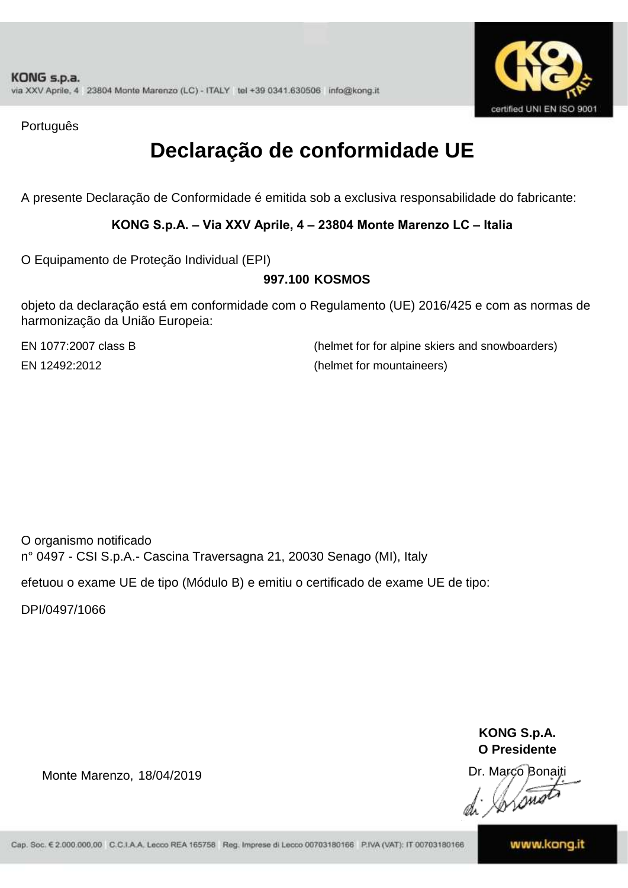Português

# Declaração de conformidade UE

A presente Declaração de Conformidade é emitida sob a exclusiva responsabilidade do fabricante:

**KONG S.p.A. – Via XXV Aprile, 4 – 23804 Monte Marenzo LC – Italia**

O Equipamento de Proteção Individual (EPI)

**997.100 KOSMOS**

objeto da declaração está em conformidade com o Regulamento (UE) 2016/425 e com as normas de harmonização da União Europeia:

| | |
|---|---|
| EN 1077:2007 class B | (helmet for for alpine skiers and snowboarders) |
| EN 12492:2012 | (helmet for mountaineers) |

O organismo notificado
n° 0497 - CSI S.p.A.- Cascina Traversagna 21, 20030 Senago (MI), Italy

efetuou o exame UE de tipo (Módulo B) e emitiu o certificado de exame UE de tipo:

DPI/0497/1066

Monte Marenzo, 18/04/2019

**KONG S.p.A.**
**O Presidente**
Dr. Marco Bonaiti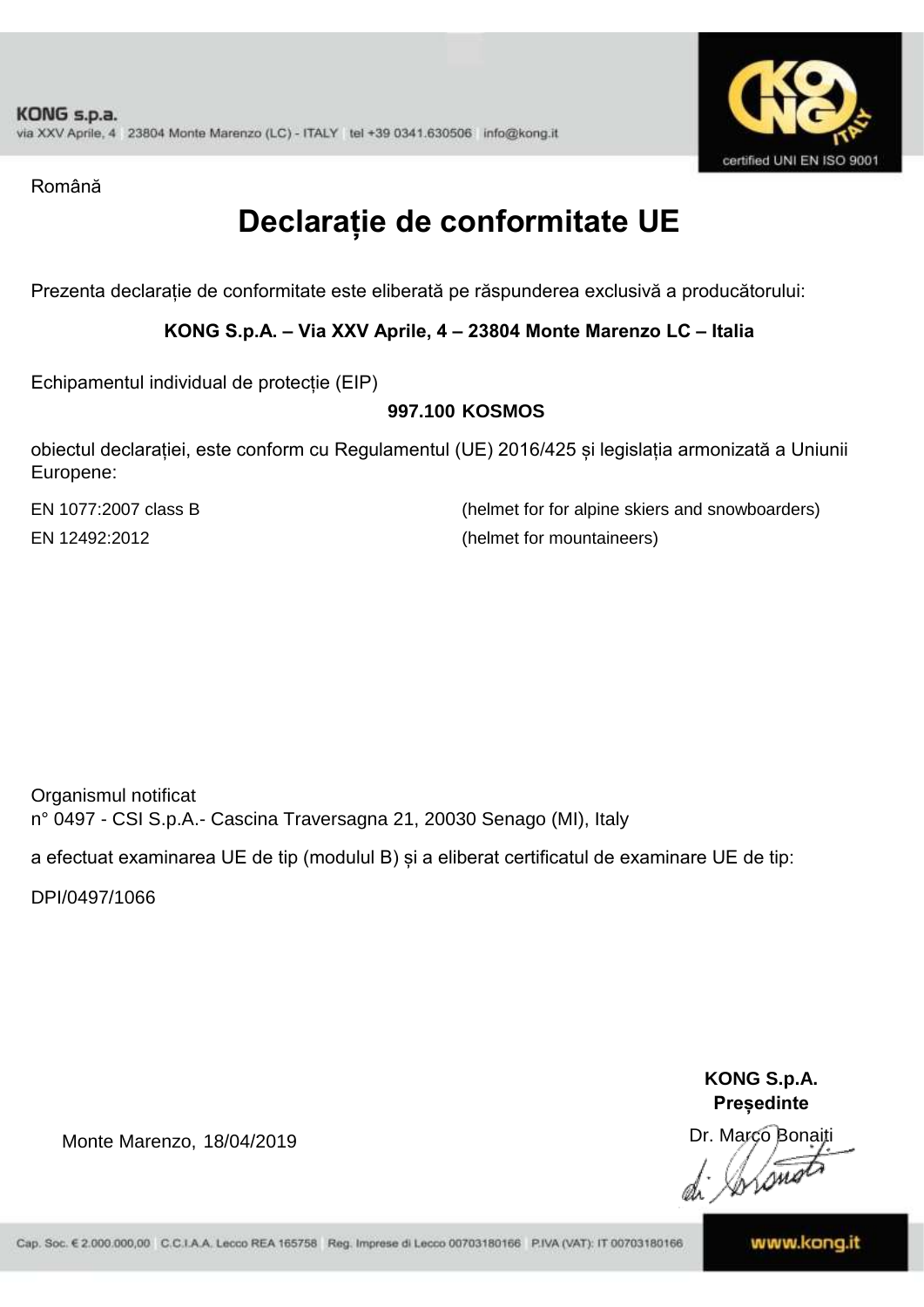Română

# Declarație de conformitate UE

Prezenta declarație de conformitate este eliberată pe răspunderea exclusivă a producătorului:

**KONG S.p.A. – Via XXV Aprile, 4 – 23804 Monte Marenzo LC – Italia**

Echipamentul individual de protecție (EIP)

**997.100 KOSMOS**

obiectul declarației, este conform cu Regulamentul (UE) 2016/425 și legislația armonizată a Uniunii Europene:

| | |
|---|---|
| EN 1077:2007 class B | (helmet for for alpine skiers and snowboarders) |
| EN 12492:2012 | (helmet for mountaineers) |

Organismul notificat
n° 0497 - CSI S.p.A.- Cascina Traversagna 21, 20030 Senago (MI), Italy

a efectuat examinarea UE de tip (modulul B) și a eliberat certificatul de examinare UE de tip:

DPI/0497/1066

Monte Marenzo, 18/04/2019

**KONG S.p.A.**
**Președinte**
Dr. Marco Bonaiti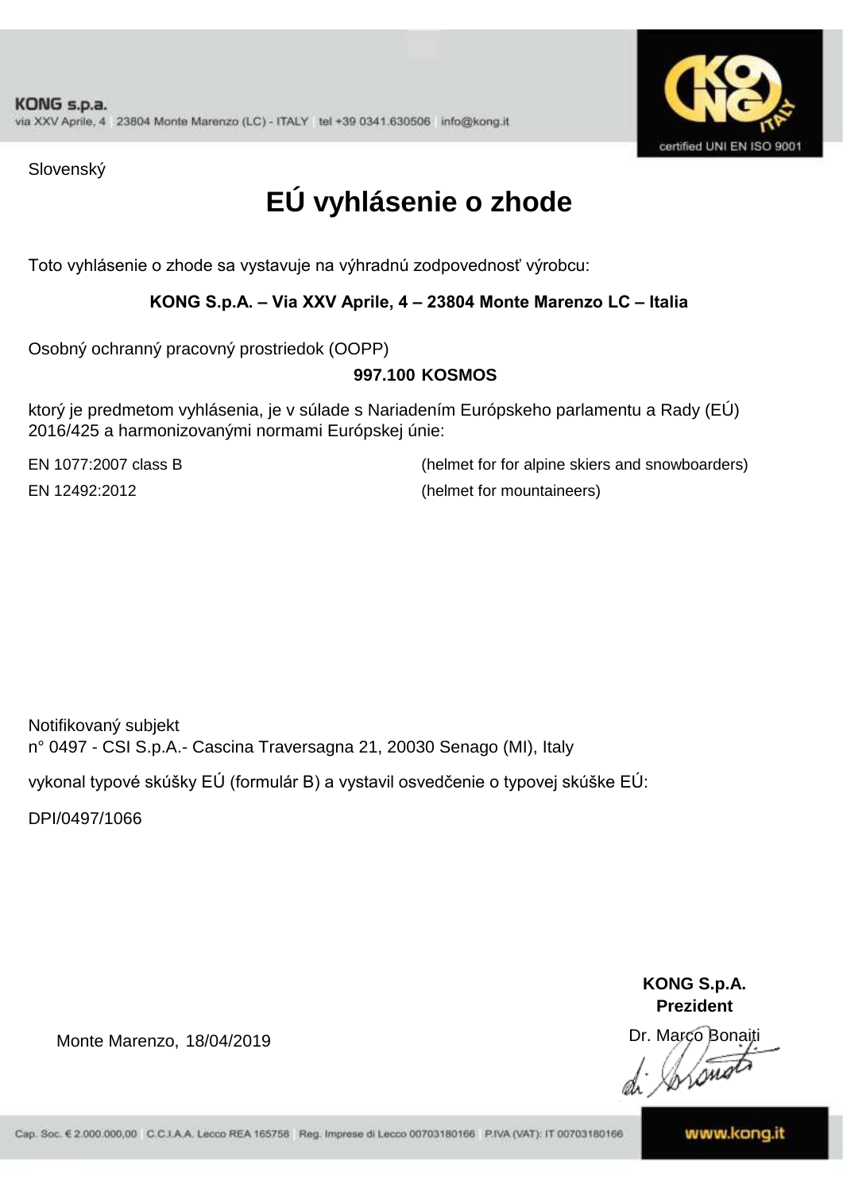KONG s.p.a.
via XXV Aprile, 4 23804 Monte Marenzo (LC) - ITALY tel +39 0341.630506 info@kong.it

certified UNI EN ISO 9001

Slovenský

# EÚ vyhlásenie o zhode

Toto vyhlásenie o zhode sa vystavuje na výhradnú zodpovednosť výrobcu:

**KONG S.p.A. – Via XXV Aprile, 4 – 23804 Monte Marenzo LC – Italia**

Osobný ochranný pracovný prostriedok (OOPP)

**997.100 KOSMOS**

ktorý je predmetom vyhlásenia, je v súlade s Nariadením Európskeho parlamentu a Rady (EÚ) 2016/425 a harmonizovanými normami Európskej únie:

| | |
|---|---|
| EN 1077:2007 class B | (helmet for for alpine skiers and snowboarders) |
| EN 12492:2012 | (helmet for mountaineers) |

Notifikovaný subjekt
n° 0497 - CSI S.p.A.- Cascina Traversagna 21, 20030 Senago (MI), Italy

vykonal typové skúšky EÚ (formulár B) a vystavil osvedčenie o typovej skúške EÚ:

DPI/0497/1066

Monte Marenzo, 18/04/2019

**KONG S.p.A.**
**Prezident**
Dr. Marco Bonaiti

Cap. Soc. € 2.000.000,00 C.C.I.A.A. Lecco REA 165758 Reg. Imprese di Lecco 00703180166 P.IVA (VAT): IT 00703180166

www.kong.it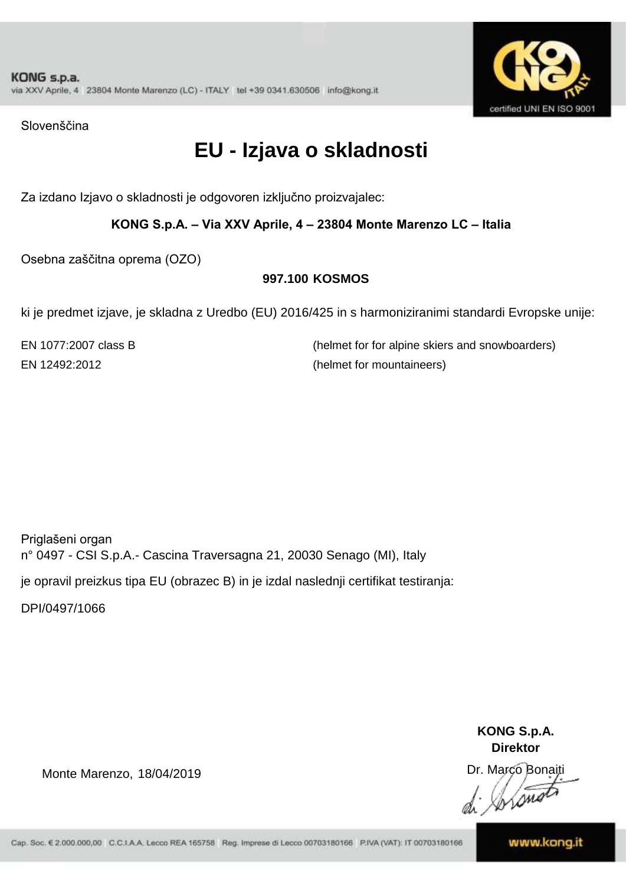Slovenščina

# EU - Izjava o skladnosti

Za izdano Izjavo o skladnosti je odgovoren izključno proizvajalec:

**KONG S.p.A. – Via XXV Aprile, 4 – 23804 Monte Marenzo LC – Italia**

Osebna zaščitna oprema (OZO)

**997.100 KOSMOS**

ki je predmet izjave, je skladna z Uredbo (EU) 2016/425 in s harmoniziranimi standardi Evropske unije:

| | |
|---|---|
| EN 1077:2007 class B | (helmet for for alpine skiers and snowboarders) |
| EN 12492:2012 | (helmet for mountaineers) |

Priglašeni organ
n° 0497 - CSI S.p.A.- Cascina Traversagna 21, 20030 Senago (MI), Italy

je opravil preizkus tipa EU (obrazec B) in je izdal naslednji certifikat testiranja:

DPI/0497/1066

**KONG S.p.A.**
**Direktor**

Monte Marenzo, 18/04/2019

Dr. Marco Bonaiti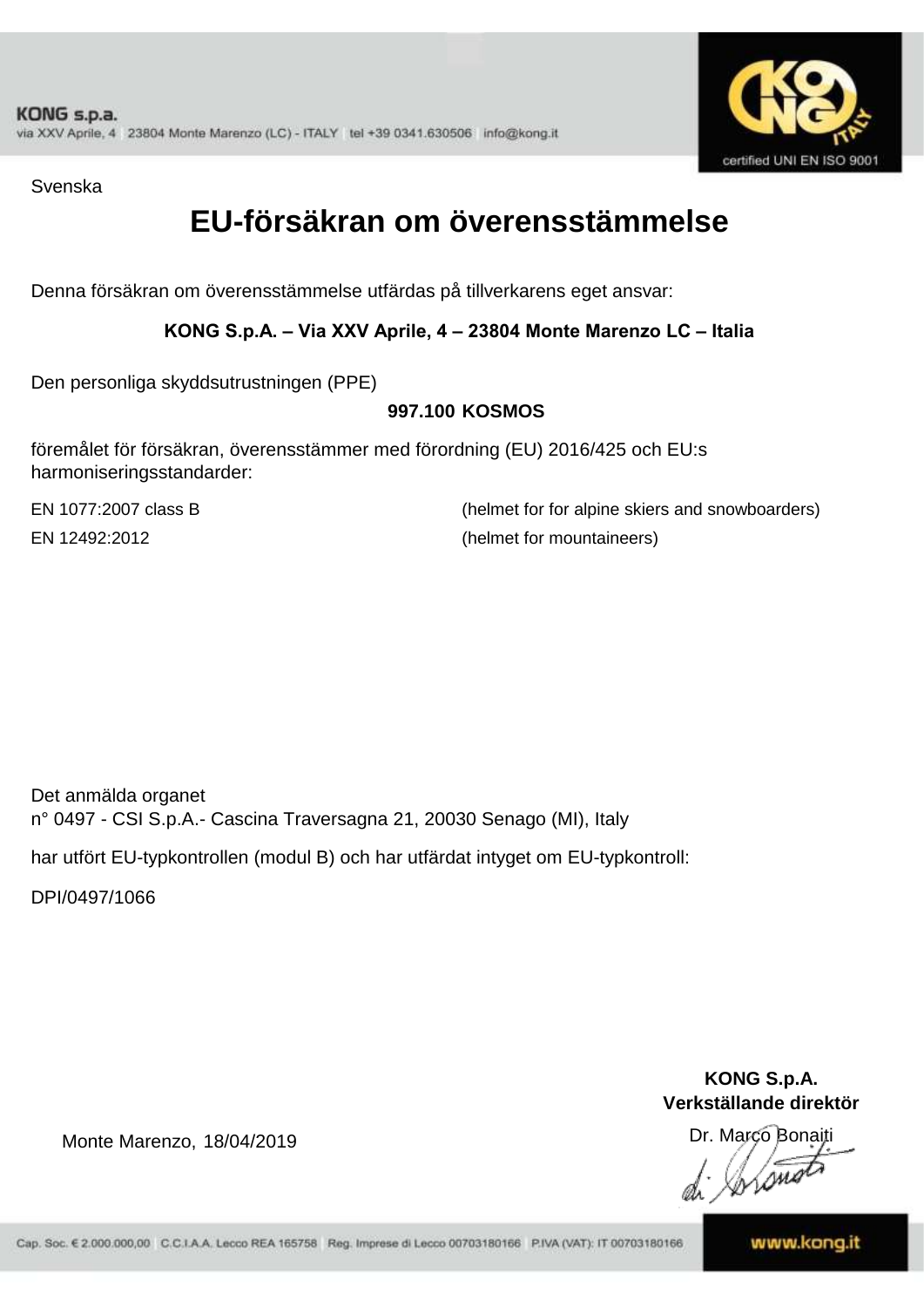Svenska

# EU-försäkran om överensstämmelse

Denna försäkran om överensstämmelse utfärdas på tillverkarens eget ansvar:

**KONG S.p.A. – Via XXV Aprile, 4 – 23804 Monte Marenzo LC – Italia**

Den personliga skyddsutrustningen (PPE)

**997.100 KOSMOS**

föremålet för försäkran, överensstämmer med förordning (EU) 2016/425 och EU:s harmoniseringsstandarder:

| | |
|---|---|
| EN 1077:2007 class B | (helmet for for alpine skiers and snowboarders) |
| EN 12492:2012 | (helmet for mountaineers) |

Det anmälda organet
n° 0497 - CSI S.p.A.- Cascina Traversagna 21, 20030 Senago (MI), Italy

har utfört EU-typkontrollen (modul B) och har utfärdat intyget om EU-typkontroll:

DPI/0497/1066

Monte Marenzo, 18/04/2019

**KONG S.p.A.**
**Verkställande direktör**
Dr. Marco Bonaiti